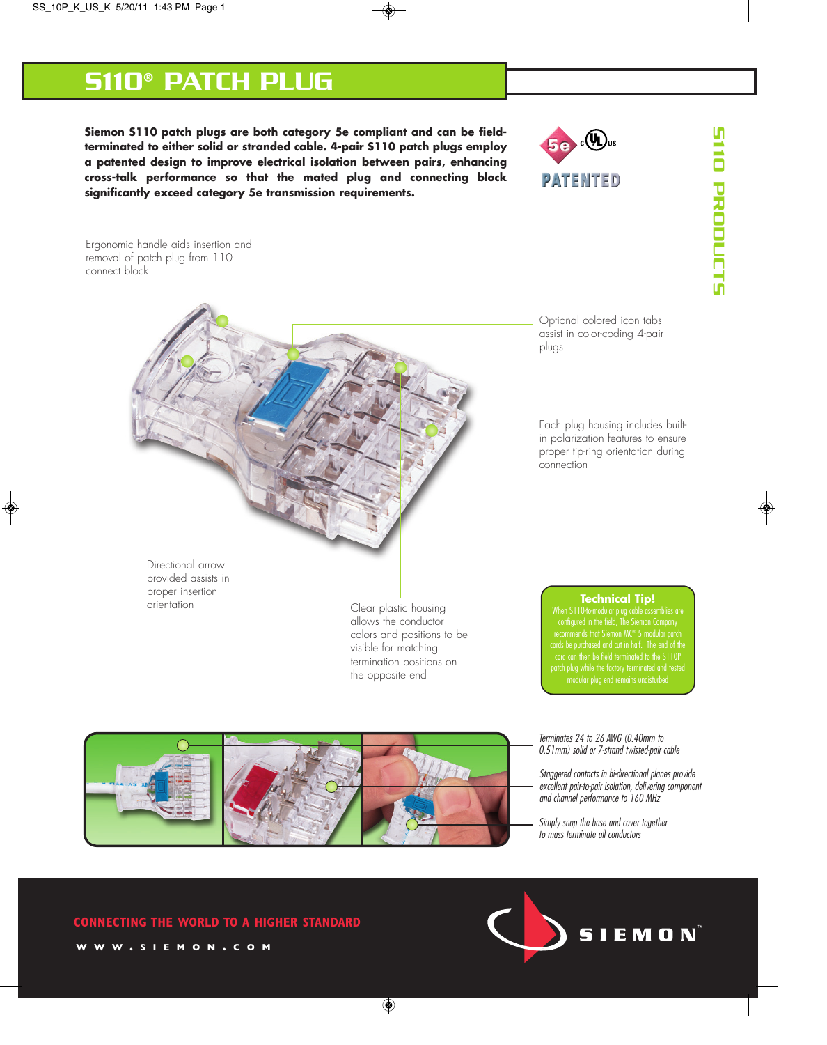# S110® PATCH PLUG

**Siemon S110 patch plugs are both category 5e compliant and can be field-terminated to either solid or stranded cable. 4-pair S110 patch plugs employ a patented design to improve electrical isolation between pairs, enhancing cross-talk performance so that the mated plug and connecting block significantly exceed category 5e transmission requirements.**

PATENTED

S110 PRODUCTS

Ergonomic handle aids insertion and removal of patch plug from 110 connect block

Optional colored icon tabs assist in color-coding 4-pair plugs

Each plug housing includes built-in polarization features to ensure proper tip-ring orientation during connection

Directional arrow provided assists in proper insertion orientation

Clear plastic housing allows the conductor colors and positions to be visible for matching termination positions on the opposite end

## Technical Tip!

When S110-to-modular plug cable assemblies are configured in the field, The Siemon Company recommends that Siemon MC® 5 modular patch cords be purchased and cut in half. The end of the cord can then be field terminated to the S110P patch plug while the factory terminated and tested modular plug end remains undisturbed

*Terminates 24 to 26 AWG (0.40mm to 0.51mm) solid or 7-strand twisted-pair cable*

*Staggered contacts in bi-directional planes provide excellent pair-to-pair isolation, delivering component and channel performance to 160 MHz*

*Simply snap the base and cover together to mass terminate all conductors*

CONNECTING THE WORLD TO A HIGHER STANDARD

WWW.SIEMON.COM

SIEMON™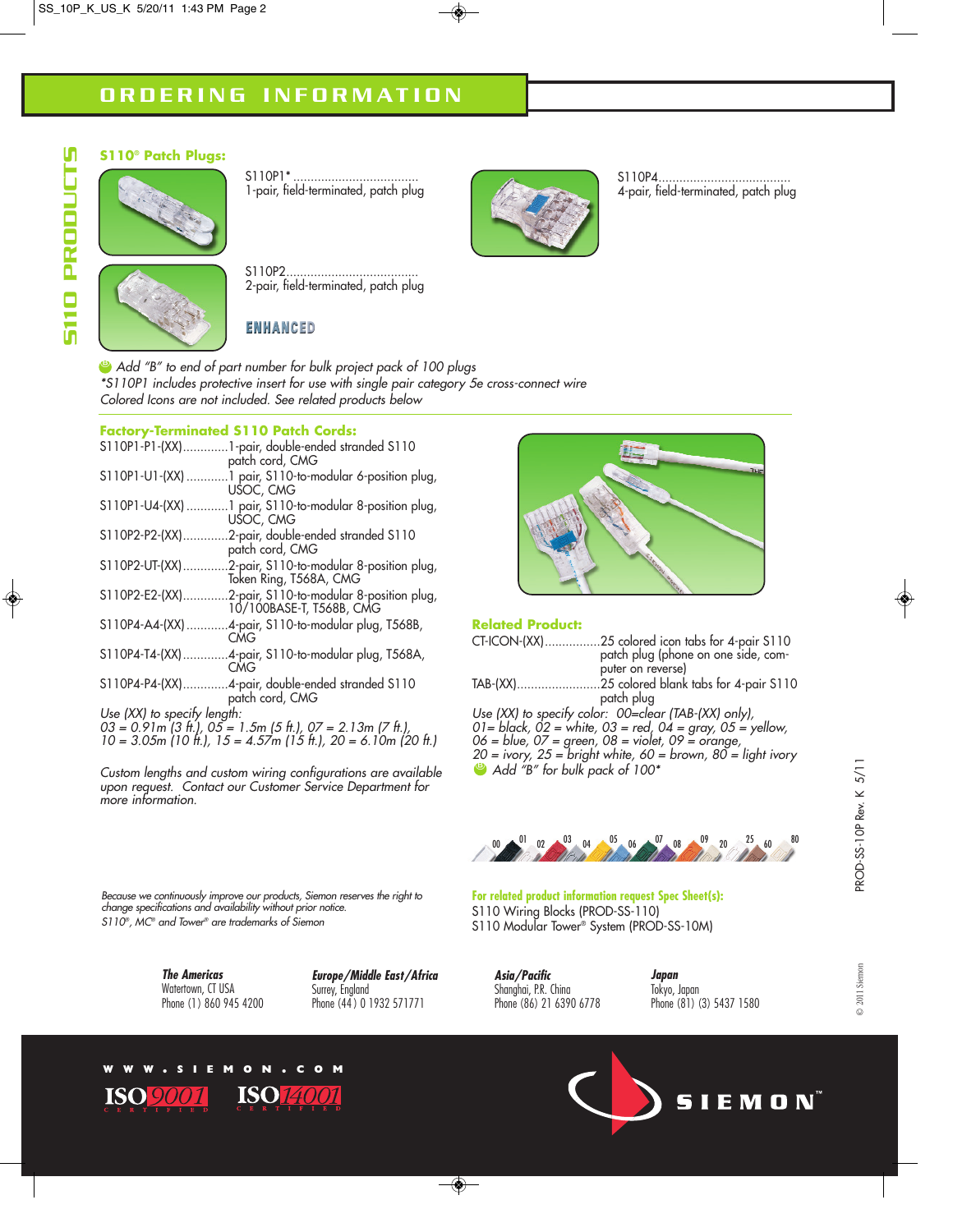# ORDERING INFORMATION

S110 PRODUCTS

## S110® Patch Plugs:

S110P1* ....................................
1-pair, field-terminated, patch plug

S110P2......................................
2-pair, field-terminated, patch plug

ENHANCED

S110P4......................................
4-pair, field-terminated, patch plug

*Add "B" to end of part number for bulk project pack of 100 plugs*
**S110P1 includes protective insert for use with single pair category 5e cross-connect wire*
*Colored Icons are not included. See related products below*

## Factory-Terminated S110 Patch Cords:

S110P1-P1-(XX).............1-pair, double-ended stranded S110 patch cord, CMG
S110P1-U1-(XX) ............1 pair, S110-to-modular 6-position plug, USOC, CMG
S110P1-U4-(XX) ............1 pair, S110-to-modular 8-position plug, USOC, CMG
S110P2-P2-(XX).............2-pair, double-ended stranded S110 patch cord, CMG
S110P2-UT-(XX).............2-pair, S110-to-modular 8-position plug, Token Ring, T568A, CMG
S110P2-E2-(XX).............2-pair, S110-to-modular 8-position plug, 10/100BASE-T, T568B, CMG
S110P4-A4-(XX) ............4-pair, S110-to-modular plug, T568B, CMG
S110P4-T4-(XX).............4-pair, S110-to-modular plug, T568A, CMG
S110P4-P4-(XX).............4-pair, double-ended stranded S110 patch cord, CMG

*Use (XX) to specify length:*
*03 = 0.91m (3 ft.), 05 = 1.5m (5 ft.), 07 = 2.13m (7 ft.),*
*10 = 3.05m (10 ft.), 15 = 4.57m (15 ft.), 20 = 6.10m (20 ft.)*

*Custom lengths and custom wiring configurations are available upon request. Contact our Customer Service Department for more information.*

## Related Product:

CT-ICON-(XX)................25 colored icon tabs for 4-pair S110 patch plug (phone on one side, computer on reverse)
TAB-(XX)........................25 colored blank tabs for 4-pair S110 patch plug

*Use (XX) to specify color: 00=clear (TAB-(XX) only),*
*01= black, 02 = white, 03 = red, 04 = gray, 05 = yellow,*
*06 = blue, 07 = green, 08 = violet, 09 = orange,*
*20 = ivory, 25 = bright white, 60 = brown, 80 = light ivory*
*Add "B" for bulk pack of 100**

00 01 02 03 04 05 06 07 08 09 20 25 60 80

*Because we continuously improve our products, Siemon reserves the right to change specifications and availability without prior notice.*
*S110®, MC® and Tower® are trademarks of Siemon*

**For related product information request Spec Sheet(s):**
S110 Wiring Blocks (PROD-SS-110)
S110 Modular Tower® System (PROD-SS-10M)

PROD-SS-10P Rev. K 5/11

**The Americas**
Watertown, CT USA
Phone (1) 860 945 4200

**Europe/Middle East/Africa**
Surrey, England
Phone (44) 0 1932 571771

**Asia/Pacific**
Shanghai, P.R. China
Phone (86) 21 6390 6778

**Japan**
Tokyo, Japan
Phone (81) (3) 5437 1580

© 2011 Siemon

WWW.SIEMON.COM

ISO 9001 CERTIFIED ISO 14001 CERTIFIED

SIEMON™